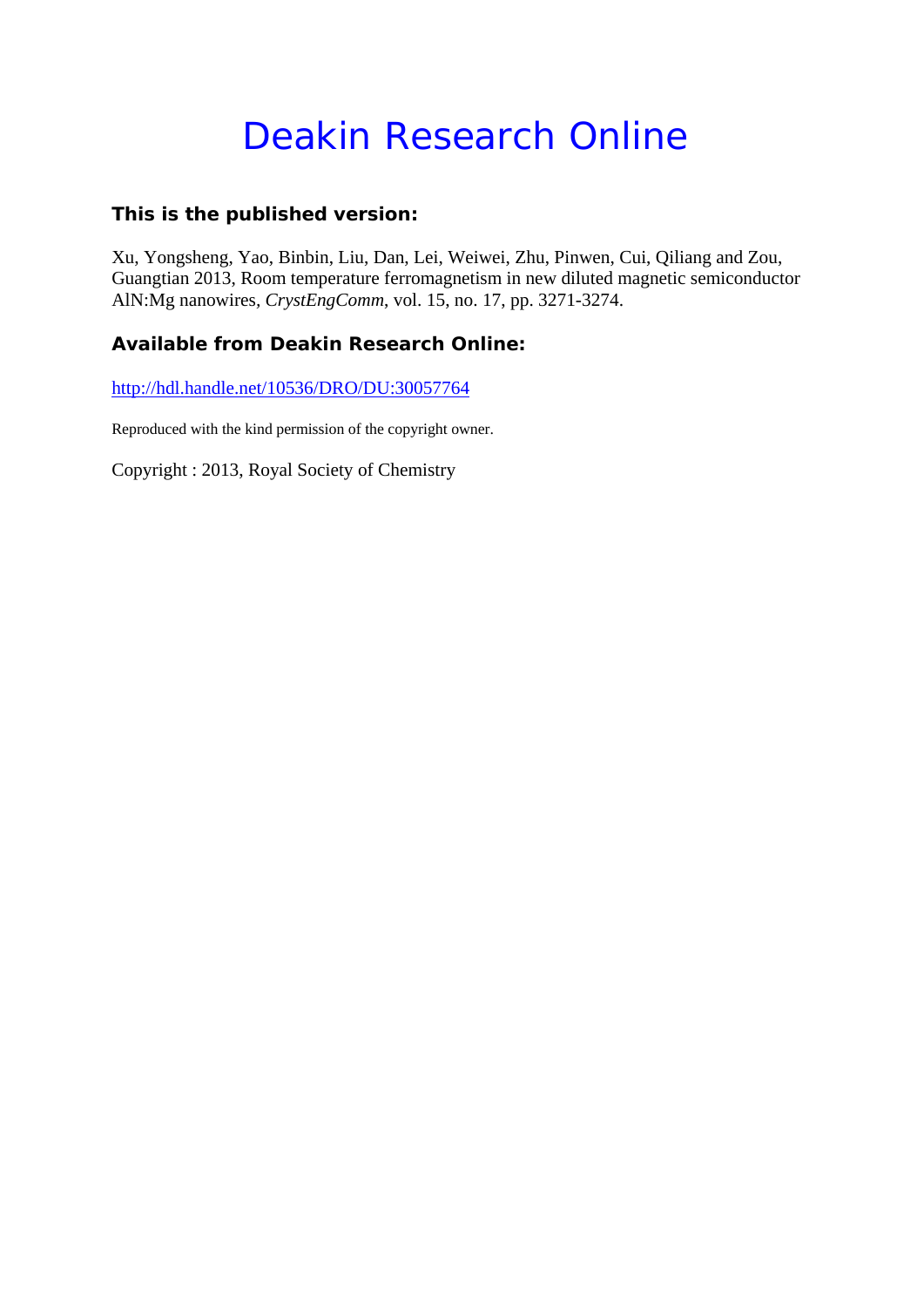# Deakin Research Online

## This is the published version:

Xu, Yongsheng, Yao, Binbin, Liu, Dan, Lei, Weiwei, Zhu, Pinwen, Cui, Qiliang and Zou, Guangtian 2013, Room temperature ferromagnetism in new diluted magnetic semiconductor AlN:Mg nanowires, *CrystEngComm*, vol. 15, no. 17, pp. 3271-3274.

## Available from Deakin Research Online:

http://hdl.handle.net/10536/DRO/DU:30057764

Reproduced with the kind permission of the copyright owner.

Copyright : 2013, Royal Society of Chemistry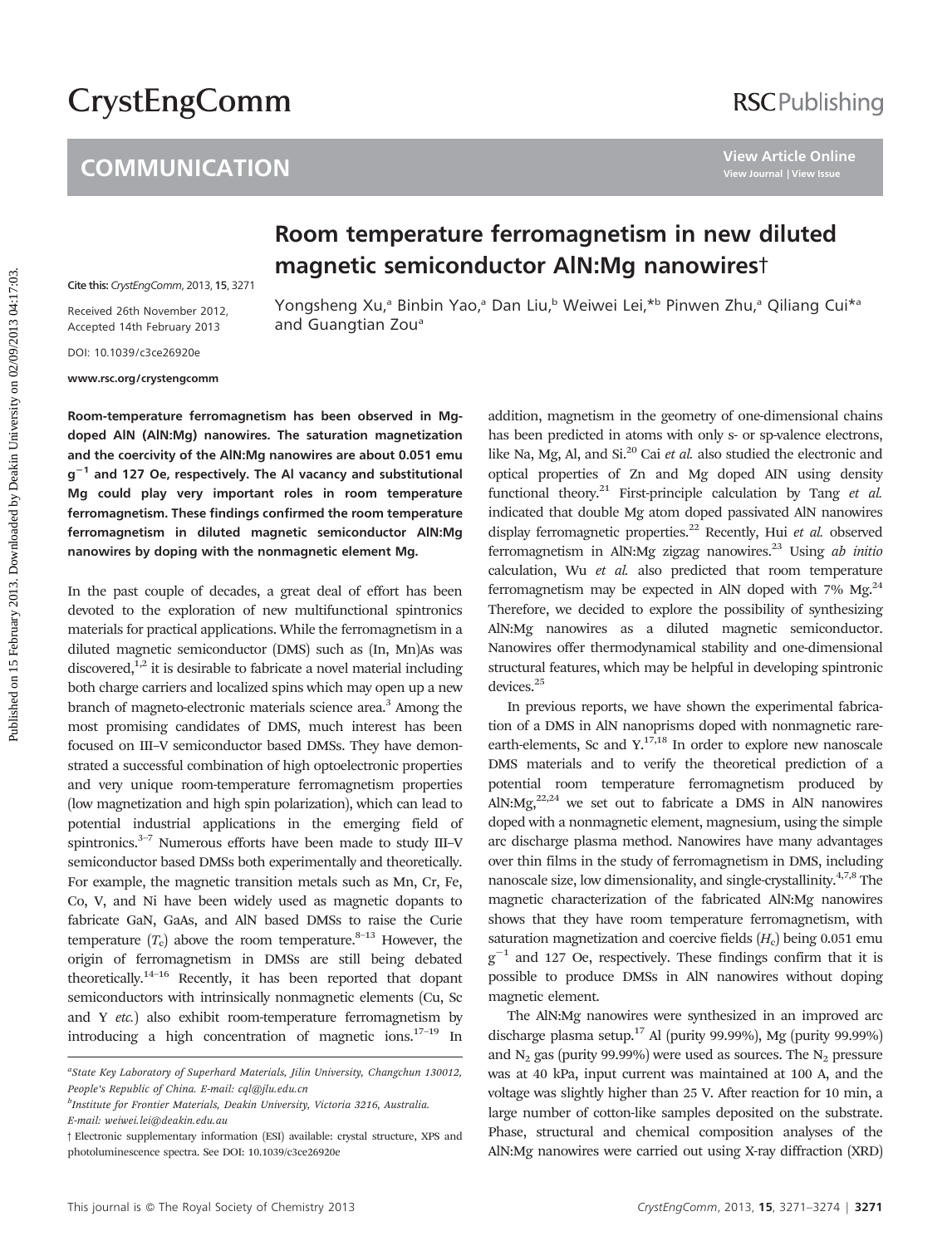# COMMUNICATION

# Room temperature ferromagnetism in new diluted magnetic semiconductor AlN:Mg nanowires†

Cite this: *CrystEngComm*, 2013, **15**, 3271

Received 26th November 2012, Accepted 14th February 2013

DOI: 10.1039/c3ce26920e

www.rsc.org/crystengcomm

Yongsheng Xu,[a] Binbin Yao,[a] Dan Liu,[b] Weiwei Lei,*[b] Pinwen Zhu,[a] Qiliang Cui*[a] and Guangtian Zou[a]

**Room-temperature ferromagnetism has been observed in Mg-doped AlN (AlN:Mg) nanowires. The saturation magnetization and the coercivity of the AlN:Mg nanowires are about 0.051 emu g$^{-1}$ and 127 Oe, respectively. The Al vacancy and substitutional Mg could play very important roles in room temperature ferromagnetism. These findings confirmed the room temperature ferromagnetism in diluted magnetic semiconductor AlN:Mg nanowires by doping with the nonmagnetic element Mg.**

In the past couple of decades, a great deal of effort has been devoted to the exploration of new multifunctional spintronics materials for practical applications. While the ferromagnetism in a diluted magnetic semiconductor (DMS) such as (In, Mn)As was discovered,[1,2] it is desirable to fabricate a novel material including both charge carriers and localized spins which may open up a new branch of magneto-electronic materials science area.[3] Among the most promising candidates of DMS, much interest has been focused on III–V semiconductor based DMSs. They have demonstrated a successful combination of high optoelectronic properties and very unique room-temperature ferromagnetism properties (low magnetization and high spin polarization), which can lead to potential industrial applications in the emerging field of spintronics.[3–7] Numerous efforts have been made to study III–V semiconductor based DMSs both experimentally and theoretically. For example, the magnetic transition metals such as Mn, Cr, Fe, Co, V, and Ni have been widely used as magnetic dopants to fabricate GaN, GaAs, and AlN based DMSs to raise the Curie temperature ($T_c$) above the room temperature.[8–13] However, the origin of ferromagnetism in DMSs are still being debated theoretically.[14–16] Recently, it has been reported that dopant semiconductors with intrinsically nonmagnetic elements (Cu, Sc and Y *etc.*) also exhibit room-temperature ferromagnetism by introducing a high concentration of magnetic ions.[17–19] In addition, magnetism in the geometry of one-dimensional chains has been predicted in atoms with only s- or sp-valence electrons, like Na, Mg, Al, and Si.[20] Cai *et al.* also studied the electronic and optical properties of Zn and Mg doped AlN using density functional theory.[21] First-principle calculation by Tang *et al.* indicated that double Mg atom doped passivated AlN nanowires display ferromagnetic properties.[22] Recently, Hui *et al.* observed ferromagnetism in AlN:Mg zigzag nanowires.[23] Using *ab initio* calculation, Wu *et al.* also predicted that room temperature ferromagnetism may be expected in AlN doped with 7% Mg.[24] Therefore, we decided to explore the possibility of synthesizing AlN:Mg nanowires as a diluted magnetic semiconductor. Nanowires offer thermodynamical stability and one-dimensional structural features, which may be helpful in developing spintronic devices.[25]

In previous reports, we have shown the experimental fabrication of a DMS in AlN nanoprisms doped with nonmagnetic rare-earth-elements, Sc and Y.[17,18] In order to explore new nanoscale DMS materials and to verify the theoretical prediction of a potential room temperature ferromagnetism produced by AlN:Mg,[22,24] we set out to fabricate a DMS in AlN nanowires doped with a nonmagnetic element, magnesium, using the simple arc discharge plasma method. Nanowires have many advantages over thin films in the study of ferromagnetism in DMS, including nanoscale size, low dimensionality, and single-crystallinity.[4,7,8] The magnetic characterization of the fabricated AlN:Mg nanowires shows that they have room temperature ferromagnetism, with saturation magnetization and coercive fields ($H_c$) being 0.051 emu g$^{-1}$ and 127 Oe, respectively. These findings confirm that it is possible to produce DMSs in AlN nanowires without doping magnetic element.

The AlN:Mg nanowires were synthesized in an improved arc discharge plasma setup.[17] Al (purity 99.99%), Mg (purity 99.99%) and $N_2$ gas (purity 99.99%) were used as sources. The $N_2$ pressure was at 40 kPa, input current was maintained at 100 A, and the voltage was slightly higher than 25 V. After reaction for 10 min, a large number of cotton-like samples deposited on the substrate. Phase, structural and chemical composition analyses of the AlN:Mg nanowires were carried out using X-ray diffraction (XRD)

[a] State Key Laboratory of Superhard Materials, Jilin University, Changchun 130012, People's Republic of China. E-mail: cql@jlu.edu.cn

[b] Institute for Frontier Materials, Deakin University, Victoria 3216, Australia. E-mail: weiwei.lei@deakin.edu.au

† Electronic supplementary information (ESI) available: crystal structure, XPS and photoluminescence spectra. See DOI: 10.1039/c3ce26920e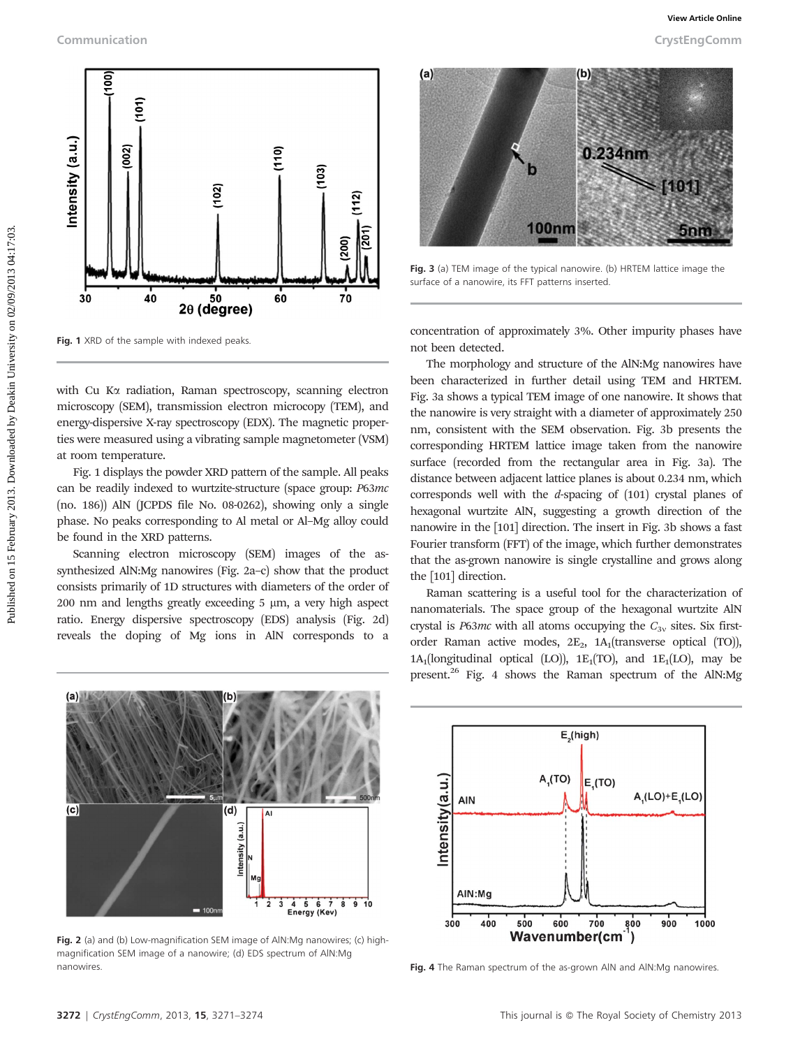Fig. 1 XRD of the sample with indexed peaks.

with Cu Kα radiation, Raman spectroscopy, scanning electron microscopy (SEM), transmission electron micropcopy (TEM), and energy-dispersive X-ray spectroscopy (EDX). The magnetic properties were measured using a vibrating sample magnetometer (VSM) at room temperature.

Fig. 1 displays the powder XRD pattern of the sample. All peaks can be readily indexed to wurtzite-structure (space group: *P*63*mc* (no. 186)) AlN (JCPDS file No. 08-0262), showing only a single phase. No peaks corresponding to Al metal or Al–Mg alloy could be found in the XRD patterns.

Scanning electron microscopy (SEM) images of the as-synthesized AlN:Mg nanowires (Fig. 2a–c) show that the product consists primarily of 1D structures with diameters of the order of 200 nm and lengths greatly exceeding 5 μm, a very high aspect ratio. Energy dispersive spectroscopy (EDS) analysis (Fig. 2d) reveals the doping of Mg ions in AlN corresponds to a concentration of approximately 3%. Other impurity phases have not been detected.

Fig. 2 (a) and (b) Low-magnification SEM image of AlN:Mg nanowires; (c) high-magnification SEM image of a nanowire; (d) EDS spectrum of AlN:Mg nanowires.

Fig. 3 (a) TEM image of the typical nanowire. (b) HRTEM lattice image the surface of a nanowire, its FFT patterns inserted.

The morphology and structure of the AlN:Mg nanowires have been characterized in further detail using TEM and HRTEM. Fig. 3a shows a typical TEM image of one nanowire. It shows that the nanowire is very straight with a diameter of approximately 250 nm, consistent with the SEM observation. Fig. 3b presents the corresponding HRTEM lattice image taken from the nanowire surface (recorded from the rectangular area in Fig. 3a). The distance between adjacent lattice planes is about 0.234 nm, which corresponds well with the *d*-spacing of (101) crystal planes of hexagonal wurtzite AlN, suggesting a growth direction of the nanowire in the [101] direction. The insert in Fig. 3b shows a fast Fourier transform (FFT) of the image, which further demonstrates that the as-grown nanowire is single crystalline and grows along the [101] direction.

Raman scattering is a useful tool for the characterization of nanomaterials. The space group of the hexagonal wurtzite AlN crystal is *P*63*mc* with all atoms occupying the $C_{3v}$ sites. Six first-order Raman active modes, 2E$_2$, 1A$_1$(transverse optical (TO)), 1A$_1$(longitudinal optical (LO)), 1E$_1$(TO), and 1E$_1$(LO), may be present.[26] Fig. 4 shows the Raman spectrum of the AlN:Mg

Fig. 4 The Raman spectrum of the as-grown AlN and AlN:Mg nanowires.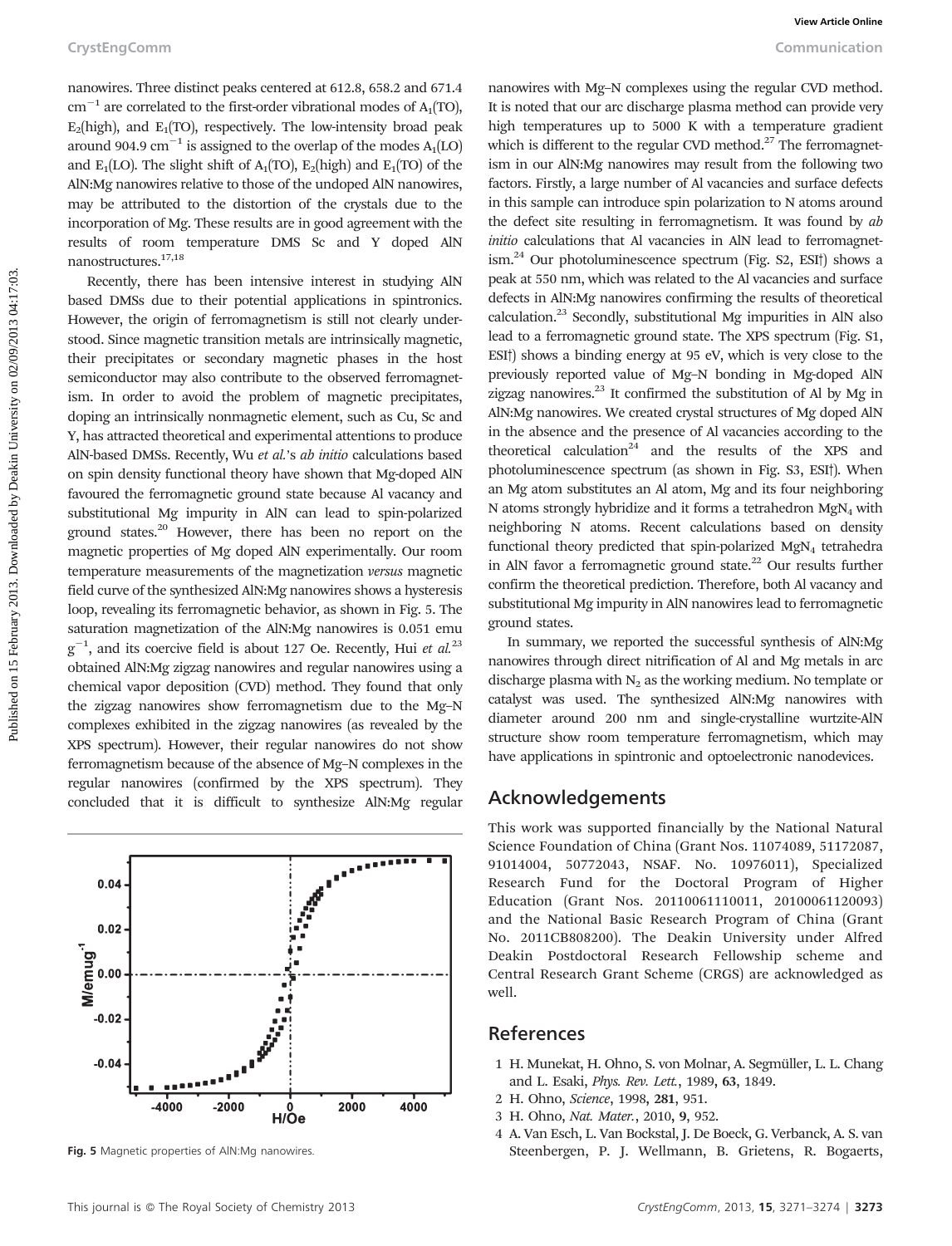nanowires. Three distinct peaks centered at 612.8, 658.2 and 671.4 $cm^{-1}$ are correlated to the first-order vibrational modes of $A_1$(TO), $E_2$(high), and $E_1$(TO), respectively. The low-intensity broad peak around 904.9 $cm^{-1}$ is assigned to the overlap of the modes $A_1$(LO) and $E_1$(LO). The slight shift of $A_1$(TO), $E_2$(high) and $E_1$(TO) of the AlN:Mg nanowires relative to those of the undoped AlN nanowires, may be attributed to the distortion of the crystals due to the incorporation of Mg. These results are in good agreement with the results of room temperature DMS Sc and Y doped AlN nanostructures.[17,18]

Recently, there has been intensive interest in studying AlN based DMSs due to their potential applications in spintronics. However, the origin of ferromagnetism is still not clearly understood. Since magnetic transition metals are intrinsically magnetic, their precipitates or secondary magnetic phases in the host semiconductor may also contribute to the observed ferromagnetism. In order to avoid the problem of magnetic precipitates, doping an intrinsically nonmagnetic element, such as Cu, Sc and Y, has attracted theoretical and experimental attentions to produce AlN-based DMSs. Recently, Wu *et al.*'s *ab initio* calculations based on spin density functional theory have shown that Mg-doped AlN favoured the ferromagnetic ground state because Al vacancy and substitutional Mg impurity in AlN can lead to spin-polarized ground states.[20] However, there has been no report on the magnetic properties of Mg doped AlN experimentally. Our room temperature measurements of the magnetization *versus* magnetic field curve of the synthesized AlN:Mg nanowires shows a hysteresis loop, revealing its ferromagnetic behavior, as shown in Fig. 5. The saturation magnetization of the AlN:Mg nanowires is 0.051 emu $g^{-1}$, and its coercive field is about 127 Oe. Recently, Hui *et al.*[23] obtained AlN:Mg zigzag nanowires and regular nanowires using a chemical vapor deposition (CVD) method. They found that only the zigzag nanowires show ferromagnetism due to the Mg–N complexes exhibited in the zigzag nanowires (as revealed by the XPS spectrum). However, their regular nanowires do not show ferromagnetism because of the absence of Mg–N complexes in the regular nanowires (confirmed by the XPS spectrum). They concluded that it is difficult to synthesize AlN:Mg regular nanowires with Mg–N complexes using the regular CVD method. It is noted that our arc discharge plasma method can provide very high temperatures up to 5000 K with a temperature gradient which is different to the regular CVD method.[27] The ferromagnetism in our AlN:Mg nanowires may result from the following two factors. Firstly, a large number of Al vacancies and surface defects in this sample can introduce spin polarization to N atoms around the defect site resulting in ferromagnetism. It was found by *ab initio* calculations that Al vacancies in AlN lead to ferromagnetism.[24] Our photoluminescence spectrum (Fig. S2, ESI†) shows a peak at 550 nm, which was related to the Al vacancies and surface defects in AlN:Mg nanowires confirming the results of theoretical calculation.[23] Secondly, substitutional Mg impurities in AlN also lead to a ferromagnetic ground state. The XPS spectrum (Fig. S1, ESI†) shows a binding energy at 95 eV, which is very close to the previously reported value of Mg–N bonding in Mg-doped AlN zigzag nanowires.[23] It confirmed the substitution of Al by Mg in AlN:Mg nanowires. We created crystal structures of Mg doped AlN in the absence and the presence of Al vacancies according to the theoretical calculation[24] and the results of the XPS and photoluminescence spectrum (as shown in Fig. S3, ESI†). When an Mg atom substitutes an Al atom, Mg and its four neighboring N atoms strongly hybridize and it forms a tetrahedron $MgN_4$ with neighboring N atoms. Recent calculations based on density functional theory predicted that spin-polarized $MgN_4$ tetrahedra in AlN favor a ferromagnetic ground state.[22] Our results further confirm the theoretical prediction. Therefore, both Al vacancy and substitutional Mg impurity in AlN nanowires lead to ferromagnetic ground states.

In summary, we reported the successful synthesis of AlN:Mg nanowires through direct nitrification of Al and Mg metals in arc discharge plasma with $N_2$ as the working medium. No template or catalyst was used. The synthesized AlN:Mg nanowires with diameter around 200 nm and single-crystalline wurtzite-AlN structure show room temperature ferromagnetism, which may have applications in spintronic and optoelectronic nanodevices.

Fig. 5 Magnetic properties of AlN:Mg nanowires.

## Acknowledgements

This work was supported financially by the National Natural Science Foundation of China (Grant Nos. 11074089, 51172087, 91014004, 50772043, NSAF. No. 10976011), Specialized Research Fund for the Doctoral Program of Higher Education (Grant Nos. 20110061110011, 20100061120093) and the National Basic Research Program of China (Grant No. 2011CB808200). The Deakin University under Alfred Deakin Postdoctoral Research Fellowship scheme and Central Research Grant Scheme (CRGS) are acknowledged as well.

## References

1 H. Munekat, H. Ohno, S. von Molnar, A. Segmüller, L. L. Chang and L. Esaki, *Phys. Rev. Lett.*, 1989, **63**, 1849.
2 H. Ohno, *Science*, 1998, **281**, 951.
3 H. Ohno, *Nat. Mater.*, 2010, **9**, 952.
4 A. Van Esch, L. Van Bockstal, J. De Boeck, G. Verbanck, A. S. van Steenbergen, P. J. Wellmann, B. Grietens, R. Bogaerts,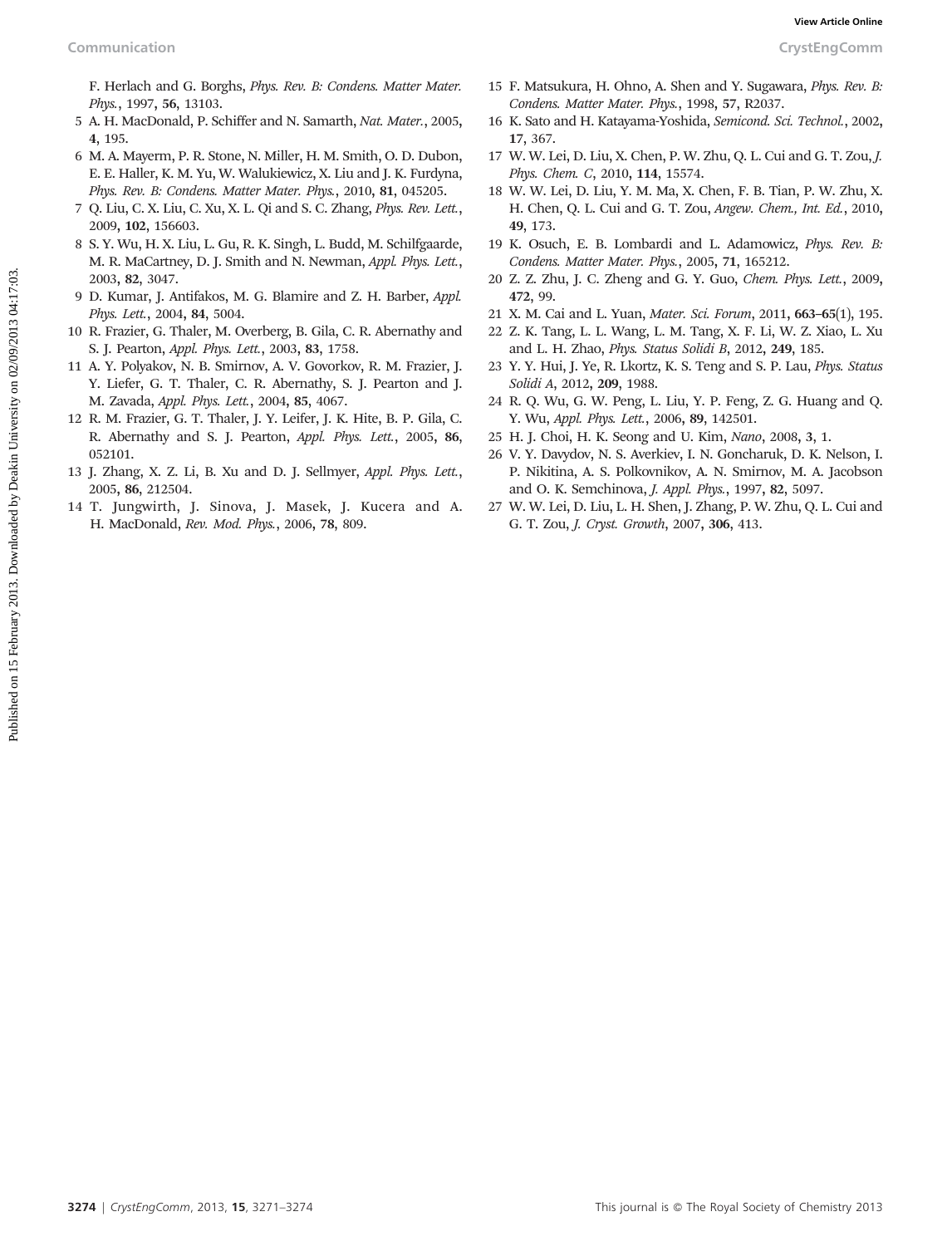F. Herlach and G. Borghs, *Phys. Rev. B: Condens. Matter Mater. Phys.*, 1997, **56**, 13103.

5 A. H. MacDonald, P. Schiffer and N. Samarth, *Nat. Mater.*, 2005, **4**, 195.

6 M. A. Mayerm, P. R. Stone, N. Miller, H. M. Smith, O. D. Dubon, E. E. Haller, K. M. Yu, W. Walukiewicz, X. Liu and J. K. Furdyna, *Phys. Rev. B: Condens. Matter Mater. Phys.*, 2010, **81**, 045205.

7 Q. Liu, C. X. Liu, C. Xu, X. L. Qi and S. C. Zhang, *Phys. Rev. Lett.*, 2009, **102**, 156603.

8 S. Y. Wu, H. X. Liu, L. Gu, R. K. Singh, L. Budd, M. Schilfgaarde, M. R. MaCartney, D. J. Smith and N. Newman, *Appl. Phys. Lett.*, 2003, **82**, 3047.

9 D. Kumar, J. Antifakos, M. G. Blamire and Z. H. Barber, *Appl. Phys. Lett.*, 2004, **84**, 5004.

10 R. Frazier, G. Thaler, M. Overberg, B. Gila, C. R. Abernathy and S. J. Pearton, *Appl. Phys. Lett.*, 2003, **83**, 1758.

11 A. Y. Polyakov, N. B. Smirnov, A. V. Govorkov, R. M. Frazier, J. Y. Liefer, G. T. Thaler, C. R. Abernathy, S. J. Pearton and J. M. Zavada, *Appl. Phys. Lett.*, 2004, **85**, 4067.

12 R. M. Frazier, G. T. Thaler, J. Y. Leifer, J. K. Hite, B. P. Gila, C. R. Abernathy and S. J. Pearton, *Appl. Phys. Lett.*, 2005, **86**, 052101.

13 J. Zhang, X. Z. Li, B. Xu and D. J. Sellmyer, *Appl. Phys. Lett.*, 2005, **86**, 212504.

14 T. Jungwirth, J. Sinova, J. Masek, J. Kucera and A. H. MacDonald, *Rev. Mod. Phys.*, 2006, **78**, 809.

15 F. Matsukura, H. Ohno, A. Shen and Y. Sugawara, *Phys. Rev. B: Condens. Matter Mater. Phys.*, 1998, **57**, R2037.

16 K. Sato and H. Katayama-Yoshida, *Semicond. Sci. Technol.*, 2002, **17**, 367.

17 W. W. Lei, D. Liu, X. Chen, P. W. Zhu, Q. L. Cui and G. T. Zou, *J. Phys. Chem. C*, 2010, **114**, 15574.

18 W. W. Lei, D. Liu, Y. M. Ma, X. Chen, F. B. Tian, P. W. Zhu, X. H. Chen, Q. L. Cui and G. T. Zou, *Angew. Chem., Int. Ed.*, 2010, **49**, 173.

19 K. Osuch, E. B. Lombardi and L. Adamowicz, *Phys. Rev. B: Condens. Matter Mater. Phys.*, 2005, **71**, 165212.

20 Z. Z. Zhu, J. C. Zheng and G. Y. Guo, *Chem. Phys. Lett.*, 2009, **472**, 99.

21 X. M. Cai and L. Yuan, *Mater. Sci. Forum*, 2011, **663–65**(1), 195.

22 Z. K. Tang, L. L. Wang, L. M. Tang, X. F. Li, W. Z. Xiao, L. Xu and L. H. Zhao, *Phys. Status Solidi B*, 2012, **249**, 185.

23 Y. Y. Hui, J. Ye, R. Lkortz, K. S. Teng and S. P. Lau, *Phys. Status Solidi A*, 2012, **209**, 1988.

24 R. Q. Wu, G. W. Peng, L. Liu, Y. P. Feng, Z. G. Huang and Q. Y. Wu, *Appl. Phys. Lett.*, 2006, **89**, 142501.

25 H. J. Choi, H. K. Seong and U. Kim, *Nano*, 2008, **3**, 1.

26 V. Y. Davydov, N. S. Averkiev, I. N. Goncharuk, D. K. Nelson, I. P. Nikitina, A. S. Polkovnikov, A. N. Smirnov, M. A. Jacobson and O. K. Semchinova, *J. Appl. Phys.*, 1997, **82**, 5097.

27 W. W. Lei, D. Liu, L. H. Shen, J. Zhang, P. W. Zhu, Q. L. Cui and G. T. Zou, *J. Cryst. Growth*, 2007, **306**, 413.